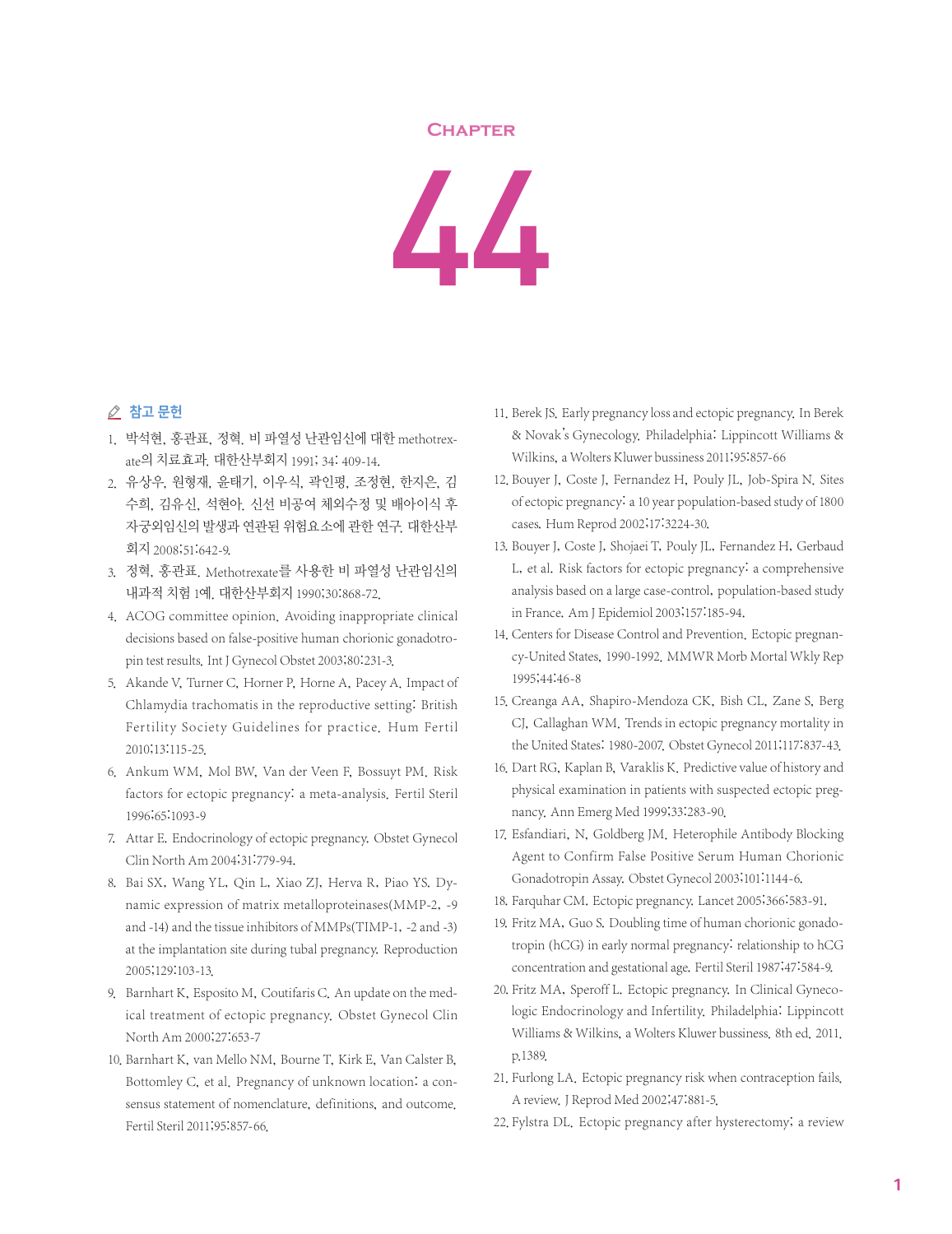# Chapter 44

## 참고 문헌

1. 박석현, 홍관표, 정혁. 비 파열성 난관임신에 대한 methotrexate의 치료효과. 대한산부회지 1991; 34: 409-14.
2. 유상우, 원형재, 윤태기, 이우식, 곽인평, 조정현, 한지은, 김수희, 김유신, 석현아. 신선 비공여 체외수정 및 배아이식 후 자궁외임신의 발생과 연관된 위험요소에 관한 연구. 대한산부회지 2008;51:642-9.
3. 정혁, 홍관표. Methotrexate를 사용한 비 파열성 난관임신의 내과적 치험 1예. 대한산부회지 1990;30:868-72.
4. ACOG committee opinion. Avoiding inappropriate clinical decisions based on false-positive human chorionic gonadotropin test results. Int J Gynecol Obstet 2003;80:231-3.
5. Akande V, Turner C, Horner P, Horne A, Pacey A. Impact of Chlamydia trachomatis in the reproductive setting: British Fertility Society Guidelines for practice. Hum Fertil 2010;13:115-25.
6. Ankum WM, Mol BW, Van der Veen F, Bossuyt PM. Risk factors for ectopic pregnancy: a meta-analysis. Fertil Steril 1996;65:1093-9
7. Attar E. Endocrinology of ectopic pregnancy. Obstet Gynecol Clin North Am 2004;31:779-94.
8. Bai SX, Wang YL, Qin L, Xiao ZJ, Herva R, Piao YS. Dynamic expression of matrix metalloproteinases(MMP-2, -9 and -14) and the tissue inhibitors of MMPs(TIMP-1, -2 and -3) at the implantation site during tubal pregnancy. Reproduction 2005;129:103-13.
9. Barnhart K, Esposito M, Coutifaris C. An update on the medical treatment of ectopic pregnancy. Obstet Gynecol Clin North Am 2000;27:653-7
10. Barnhart K, van Mello NM, Bourne T, Kirk E, Van Calster B, Bottomley C, et al. Pregnancy of unknown location: a consensus statement of nomenclature, definitions, and outcome. Fertil Steril 2011;95:857-66.
11. Berek JS. Early pregnancy loss and ectopic pregnancy. In Berek & Novak's Gynecology. Philadelphia: Lippincott Williams & Wilkins, a Wolters Kluwer bussiness 2011;95:857-66
12. Bouyer J, Coste J, Fernandez H, Pouly JL, Job-Spira N. Sites of ectopic pregnancy: a 10 year population-based study of 1800 cases. Hum Reprod 2002;17:3224-30.
13. Bouyer J, Coste J, Shojaei T, Pouly JL, Fernandez H, Gerbaud L, et al. Risk factors for ectopic pregnancy: a comprehensive analysis based on a large case-control, population-based study in France. Am J Epidemiol 2003;157:185-94.
14. Centers for Disease Control and Prevention. Ectopic pregnancy-United States, 1990-1992. MMWR Morb Mortal Wkly Rep 1995;44:46-8
15. Creanga AA, Shapiro-Mendoza CK, Bish CL, Zane S, Berg CJ, Callaghan WM. Trends in ectopic pregnancy mortality in the United States: 1980-2007. Obstet Gynecol 2011;117:837-43.
16. Dart RG, Kaplan B, Varaklis K. Predictive value of history and physical examination in patients with suspected ectopic pregnancy. Ann Emerg Med 1999;33:283-90.
17. Esfandiari, N, Goldberg JM. Heterophile Antibody Blocking Agent to Confirm False Positive Serum Human Chorionic Gonadotropin Assay. Obstet Gynecol 2003;101:1144-6.
18. Farquhar CM. Ectopic pregnancy. Lancet 2005;366:583-91.
19. Fritz MA, Guo S. Doubling time of human chorionic gonadotropin (hCG) in early normal pregnancy: relationship to hCG concentration and gestational age. Fertil Steril 1987;47:584-9.
20. Fritz MA, Speroff L. Ectopic pregnancy. In Clinical Gynecologic Endocrinology and Infertility. Philadelphia: Lippincott Williams & Wilkins, a Wolters Kluwer bussiness. 8th ed. 2011. p.1389.
21. Furlong LA. Ectopic pregnancy risk when contraception fails. A review. J Reprod Med 2002;47:881-5.
22. Fylstra DL. Ectopic pregnancy after hysterectomy; a review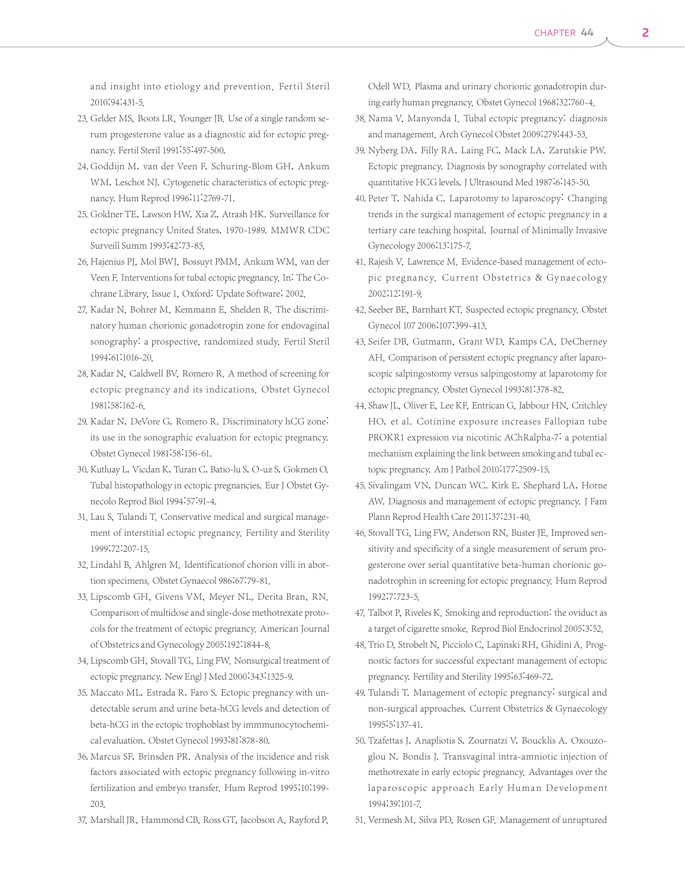and insight into etiology and prevention. Fertil Steril 2010;94:431-5.

23. Gelder MS, Boots LR, Younger JB. Use of a single random serum progesterone value as a diagnostic aid for ectopic pregnancy. Fertil Steril 1991;55:497-500.
24. Goddijn M, van der Veen F, Schuring-Blom GH, Ankum WM, Leschot NJ. Cytogenetic characteristics of ectopic pregnancy. Hum Reprod 1996;11:2769-71.
25. Goldner TE, Lawson HW, Xia Z, Atrash HK. Surveillance for ectopic pregnancy United States, 1970-1989. MMWR CDC Surveill Summ 1993;42:73-85.
26. Hajenius PJ, Mol BWJ, Bossuyt PMM, Ankum WM, van der Veen F. Interventions for tubal ectopic pregnancy. In: The Cochrane Library, Issue 1, Oxford: Update Software; 2002.
27. Kadar N, Bohrer M, Kemmann E, Shelden R. The discriminatory human chorionic gonadotropin zone for endovaginal sonography: a prospective, randomized study. Fertil Steril 1994;61:1016-20.
28. Kadar N, Caldwell BV, Romero R. A method of screening for ectopic pregnancy and its indications. Obstet Gynecol 1981;58:162-6.
29. Kadar N, DeVore G, Romero R. Discriminatory hCG zone: its use in the sonographic evaluation for ectopic pregnancy. Obstet Gynecol 1981;58:156-61.
30. Kutluay L, Vicdan K, Turan C, Batio-lu S, O-uz S, Gokmen O. Tubal histopathology in ectopic pregnancies. Eur J Obstet Gynecolo Reprod Biol 1994;57:91-4.
31. Lau S, Tulandi T. Conservative medical and surgical management of interstitial ectopic pregnancy. Fertility and Sterility 1999;72:207-15.
32. Lindahl B, Ahlgren M. Identificationof chorion villi in abortion specimens. Obstet Gynaecol 986;67:79-81.
33. Lipscomb GH, Givens VM, Meyer NL, Derita Bran, RN. Comparison of multidose and single-dose methotrexate protocols for the treatment of ectopic pregnancy. American Journal of Obstetrics and Gynecology 2005;192:1844-8.
34. Lipscomb GH, Stovall TG, Ling FW. Nonsurgical treatment of ectopic pregnancy. New Engl J Med 2000;343:1325-9.
35. Maccato ML, Estrada R, Faro S. Ectopic pregnancy with undetectable serum and urine beta-hCG levels and detection of beta-hCG in the ectopic trophoblast by immmunocytochemical evaluation. Obstet Gynecol 1993;81:878-80.
36. Marcus SF, Brinsden PR. Analysis of the incidence and risk factors associated with ectopic pregnancy following in-vitro fertilization and embryo transfer. Hum Reprod 1995;10:199-203.
37. Marshall JR, Hammond CB, Ross GT, Jacobson A, Rayford P, Odell WD. Plasma and urinary chorionic gonadotropin during early human pregnancy. Obstet Gynecol 1968;32:760-4.
38. Nama V, Manyonda I. Tubal ectopic pregnancy: diagnosis and management. Arch Gynecol Obstet 2009;279:443-53.
39. Nyberg DA, Filly RA, Laing FC, Mack LA, Zarutskie PW. Ectopic pregnancy. Diagnosis by sonography correlated with quantitative HCG levels. J Ultrasound Med 1987;6:145-50.
40. Peter T, Nahida C. Laparotomy to laparoscopy: Changing trends in the surgical management of ectopic pregnancy in a tertiary care teaching hospital. Journal of Minimally Invasive Gynecology 2006;13:175-7.
41. Rajesh V, Lawrence M. Evidence-based management of ectopic pregnancy. Current Obstetrics & Gynaecology 2002;12:191-9.
42. Seeber BE, Barnhart KT. Suspected ectopic pregnancy. Obstet Gynecol 107 2006;107:399-413.
43. Seifer DB, Gutmann, Grant WD, Kamps CA, DeCherney AH. Comparison of persistent ectopic pregnancy after laparoscopic salpingostomy versus salpingostomy at laparotomy for ectopic pregnancy. Obstet Gynecol 1993;81:378-82.
44. Shaw JL, Oliver E, Lee KF, Entrican G, Jabbour HN, Critchley HO, et al. Cotinine exposure increases Fallopian tube PROKR1 expression via nicotinic AChRalpha-7: a potential mechanism explaining the link between smoking and tubal ectopic pregnancy. Am J Pathol 2010;177:2509-15.
45. Sivalingam VN, Duncan WC, Kirk E, Shephard LA, Horne AW. Diagnosis and management of ectopic pregnancy. J Fam Plann Reprod Health Care 2011;37:231-40.
46. Stovall TG, Ling FW, Anderson RN, Buster JE. Improved sensitivity and specificity of a single measurement of serum progesterone over serial quantitative beta-human chorionic gonadotrophin in screening for ectopic pregnancy. Hum Reprod 1992;7:723-5.
47. Talbot P, Riveles K. Smoking and reproduction: the oviduct as a target of cigarette smoke. Reprod Biol Endocrinol 2005;3:52.
48. Trio D, Strobelt N, Picciolo C, Lapinski RH, Ghidini A. Prognostic factors for successful expectant management of ectopic pregnancy. Fertility and Sterility 1995;63:469-72.
49. Tulandi T. Management of ectopic pregnancy: surgical and non-surgical approaches. Current Obstetrics & Gynaecology 1995;5:137-41.
50. Tzafettas J, Anapliotis S, Zournatzi V, Boucklis A. Oxouzoglou N. Bondis J. Transvaginal intra-amniotic injection of methotrexate in early ectopic pregnancy. Advantages over the laparoscopic approach Early Human Development 1994;39:101-7.
51. Vermesh M, Silva PD, Rosen GF. Management of unruptured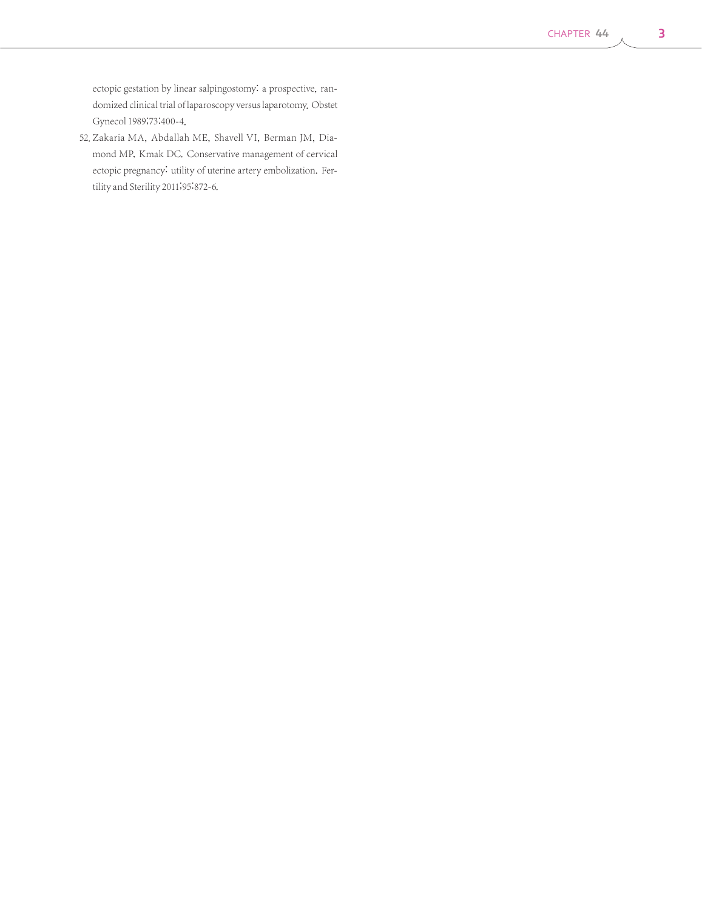ectopic gestation by linear salpingostomy: a prospective, randomized clinical trial of laparoscopy versus laparotomy. Obstet Gynecol 1989;73:400-4.

52. Zakaria MA, Abdallah ME, Shavell VI, Berman JM, Diamond MP, Kmak DC. Conservative management of cervical ectopic pregnancy: utility of uterine artery embolization. Fertility and Sterility 2011;95:872-6.